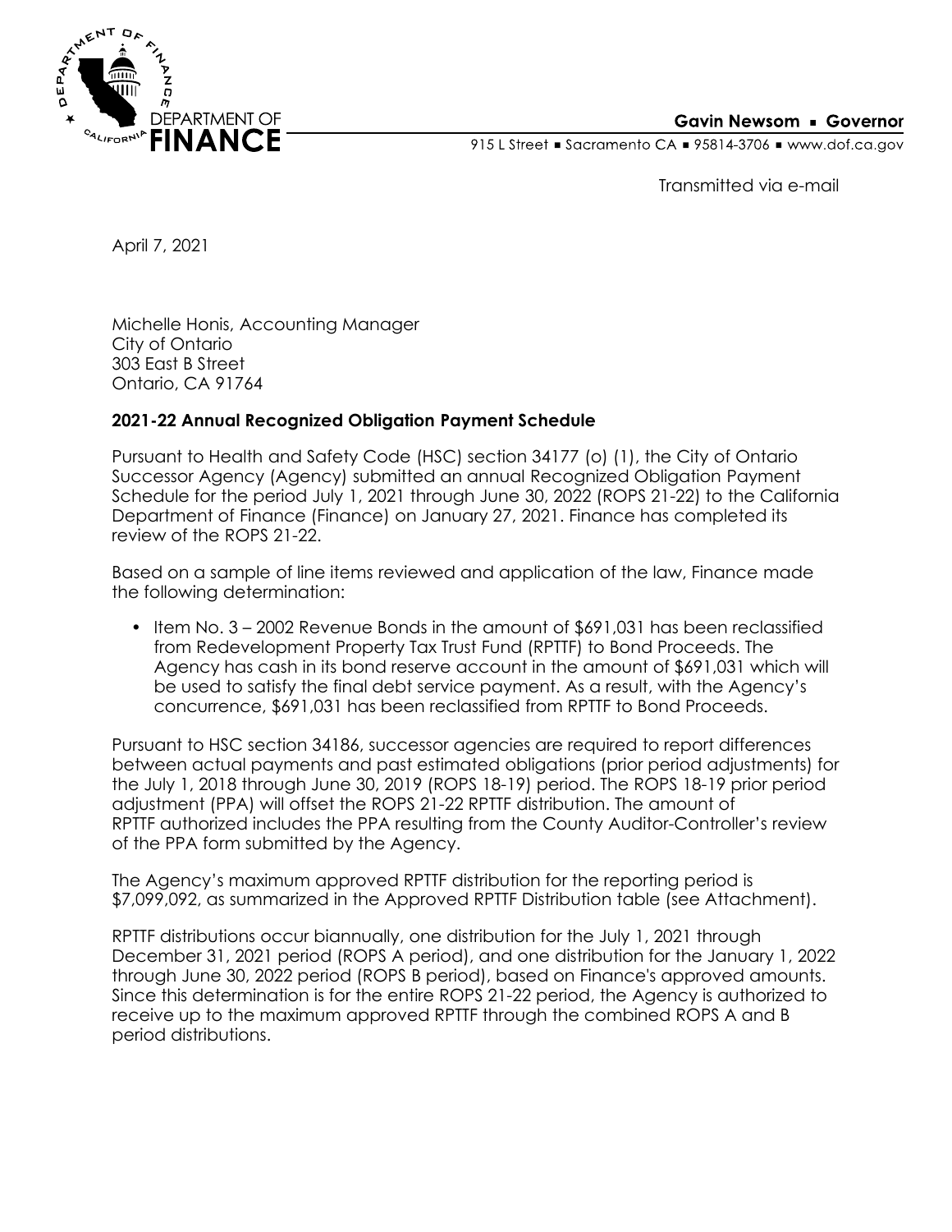DEPARTMENT OF FINANCE

**Gavin Newsom ▪ Governor**

915 L Street ▪ Sacramento CA ▪ 95814-3706 ▪ www.dof.ca.gov

Transmitted via e-mail

April 7, 2021

Michelle Honis, Accounting Manager
City of Ontario
303 East B Street
Ontario, CA 91764

**2021-22 Annual Recognized Obligation Payment Schedule**

Pursuant to Health and Safety Code (HSC) section 34177 (o) (1), the City of Ontario Successor Agency (Agency) submitted an annual Recognized Obligation Payment Schedule for the period July 1, 2021 through June 30, 2022 (ROPS 21-22) to the California Department of Finance (Finance) on January 27, 2021. Finance has completed its review of the ROPS 21-22.

Based on a sample of line items reviewed and application of the law, Finance made the following determination:

- Item No. 3 – 2002 Revenue Bonds in the amount of $691,031 has been reclassified from Redevelopment Property Tax Trust Fund (RPTTF) to Bond Proceeds. The Agency has cash in its bond reserve account in the amount of $691,031 which will be used to satisfy the final debt service payment. As a result, with the Agency's concurrence, $691,031 has been reclassified from RPTTF to Bond Proceeds.

Pursuant to HSC section 34186, successor agencies are required to report differences between actual payments and past estimated obligations (prior period adjustments) for the July 1, 2018 through June 30, 2019 (ROPS 18-19) period. The ROPS 18-19 prior period adjustment (PPA) will offset the ROPS 21-22 RPTTF distribution. The amount of RPTTF authorized includes the PPA resulting from the County Auditor-Controller's review of the PPA form submitted by the Agency.

The Agency's maximum approved RPTTF distribution for the reporting period is $7,099,092, as summarized in the Approved RPTTF Distribution table (see Attachment).

RPTTF distributions occur biannually, one distribution for the July 1, 2021 through December 31, 2021 period (ROPS A period), and one distribution for the January 1, 2022 through June 30, 2022 period (ROPS B period), based on Finance's approved amounts. Since this determination is for the entire ROPS 21-22 period, the Agency is authorized to receive up to the maximum approved RPTTF through the combined ROPS A and B period distributions.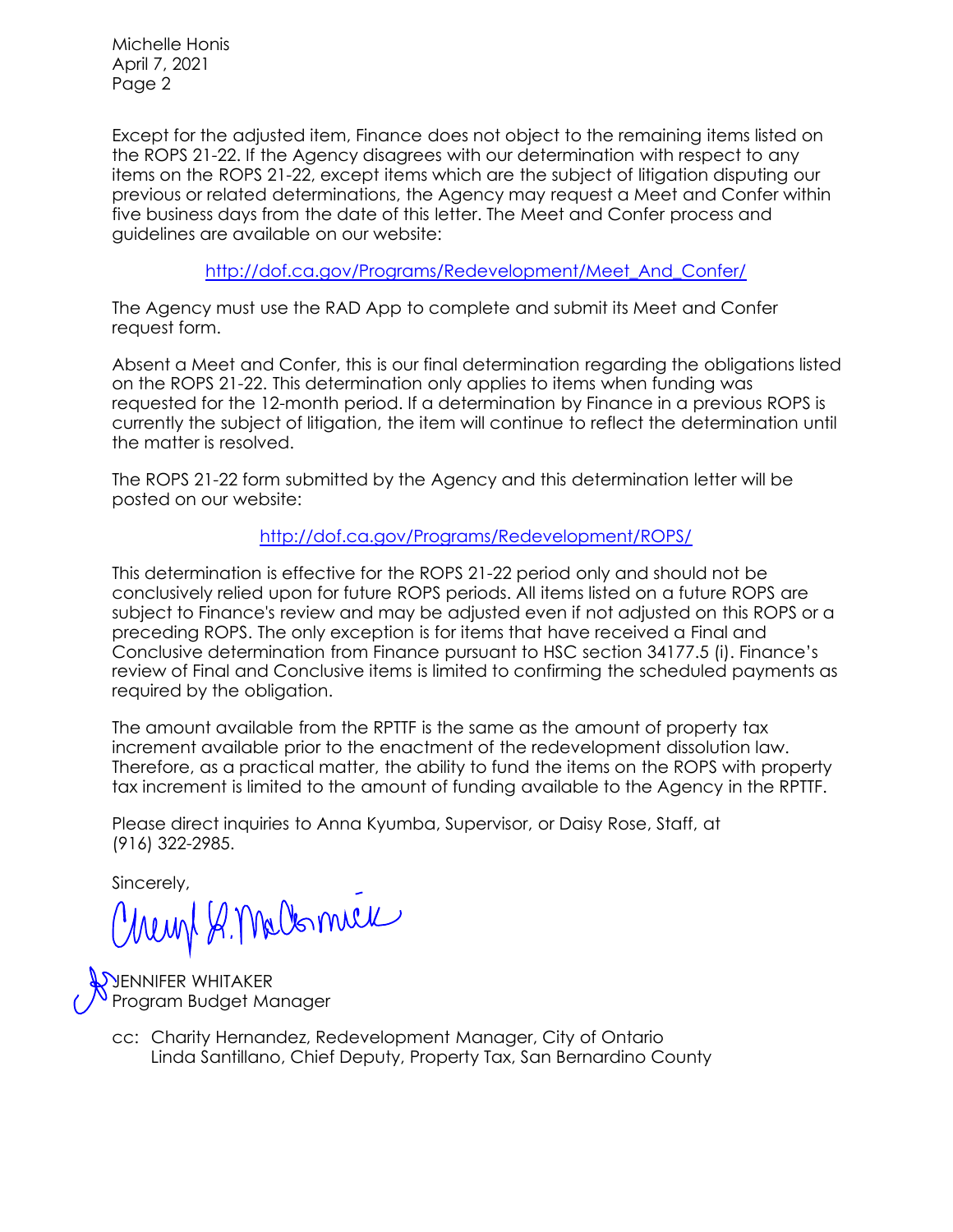Michelle Honis
April 7, 2021

Except for the adjusted item, Finance does not object to the remaining items listed on the ROPS 21-22. If the Agency disagrees with our determination with respect to any items on the ROPS 21-22, except items which are the subject of litigation disputing our previous or related determinations, the Agency may request a Meet and Confer within five business days from the date of this letter. The Meet and Confer process and guidelines are available on our website:

http://dof.ca.gov/Programs/Redevelopment/Meet_And_Confer/

The Agency must use the RAD App to complete and submit its Meet and Confer request form.

Absent a Meet and Confer, this is our final determination regarding the obligations listed on the ROPS 21-22. This determination only applies to items when funding was requested for the 12-month period. If a determination by Finance in a previous ROPS is currently the subject of litigation, the item will continue to reflect the determination until the matter is resolved.

The ROPS 21-22 form submitted by the Agency and this determination letter will be posted on our website:

http://dof.ca.gov/Programs/Redevelopment/ROPS/

This determination is effective for the ROPS 21-22 period only and should not be conclusively relied upon for future ROPS periods. All items listed on a future ROPS are subject to Finance's review and may be adjusted even if not adjusted on this ROPS or a preceding ROPS. The only exception is for items that have received a Final and Conclusive determination from Finance pursuant to HSC section 34177.5 (i). Finance's review of Final and Conclusive items is limited to confirming the scheduled payments as required by the obligation.

The amount available from the RPTTF is the same as the amount of property tax increment available prior to the enactment of the redevelopment dissolution law. Therefore, as a practical matter, the ability to fund the items on the ROPS with property tax increment is limited to the amount of funding available to the Agency in the RPTTF.

Please direct inquiries to Anna Kyumba, Supervisor, or Daisy Rose, Staff, at (916) 322-2985.

Sincerely,

JENNIFER WHITAKER
Program Budget Manager

cc: Charity Hernandez, Redevelopment Manager, City of Ontario
Linda Santillano, Chief Deputy, Property Tax, San Bernardino County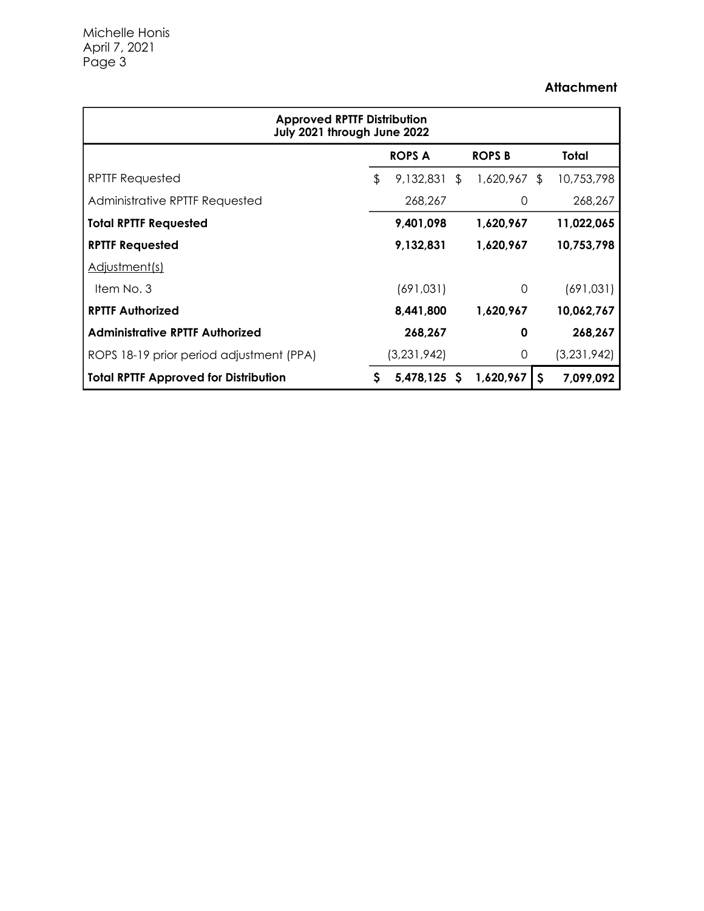**Attachment**

| Approved RPTTF Distribution July 2021 through June 2022 | ROPS A | ROPS B | Total |
|---|---|---|---|
| RPTTF Requested | $ 9,132,831 | $ 1,620,967 | $ 10,753,798 |
| Administrative RPTTF Requested | 268,267 | 0 | 268,267 |
| **Total RPTTF Requested** | **9,401,098** | **1,620,967** | **11,022,065** |
| **RPTTF Requested** | **9,132,831** | **1,620,967** | **10,753,798** |
| Adjustment(s) | | | |
| Item No. 3 | (691,031) | 0 | (691,031) |
| **RPTTF Authorized** | **8,441,800** | **1,620,967** | **10,062,767** |
| **Administrative RPTTF Authorized** | **268,267** | **0** | **268,267** |
| ROPS 18-19 prior period adjustment (PPA) | (3,231,942) | 0 | (3,231,942) |
| **Total RPTTF Approved for Distribution** | **$ 5,478,125** | **$ 1,620,967** | **$ 7,099,092** |